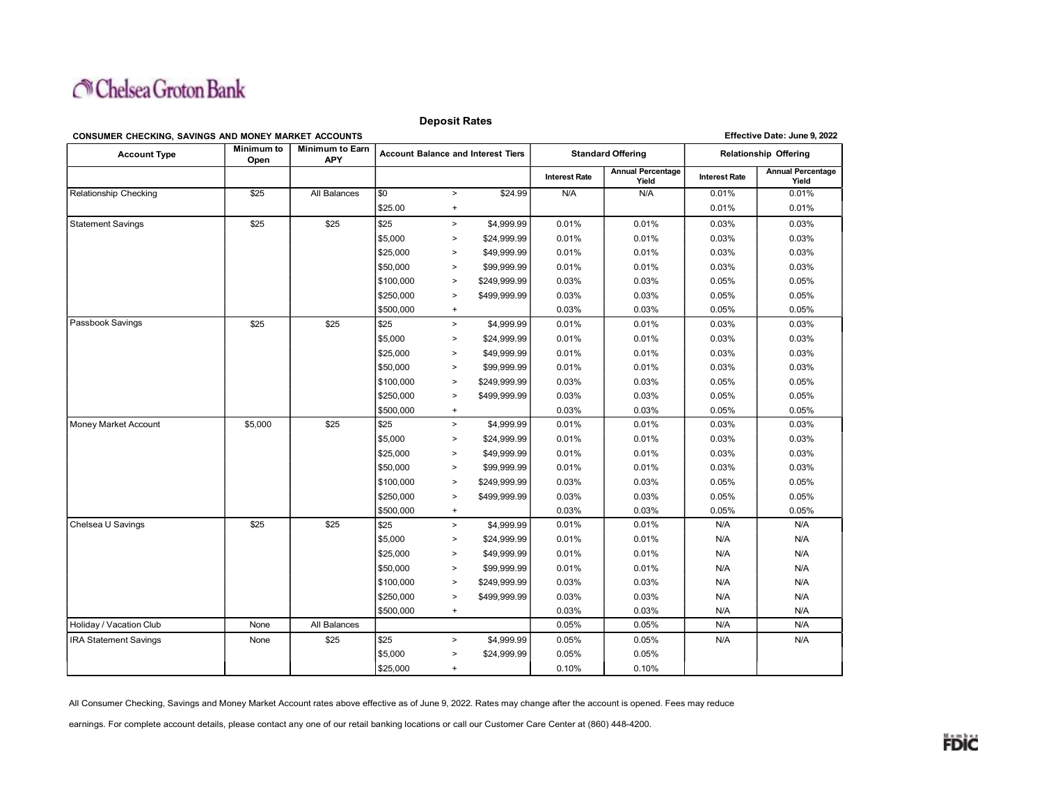# Chelsea Groton Bank

## Deposit Rates

**CONSUMER CHECKING, SAVINGS AND MONEY MARKET ACCOUNTS**

**Effective Date: June 9, 2022**

| Account Type | Minimum to Open | Minimum to Earn APY | Account Balance and Interest Tiers | | | Standard Offering | | Relationship Offering | |
|---|---|---|---|---|---|---|---|---|---|
| | | | | | | Interest Rate | Annual Percentage Yield | Interest Rate | Annual Percentage Yield |
| Relationship Checking | $25 | All Balances | $0 | > | $24.99 | N/A | N/A | 0.01% | 0.01% |
| | | | $25.00 | + | | | | 0.01% | 0.01% |
| Statement Savings | $25 | $25 | $25 | > | $4,999.99 | 0.01% | 0.01% | 0.03% | 0.03% |
| | | | $5,000 | > | $24,999.99 | 0.01% | 0.01% | 0.03% | 0.03% |
| | | | $25,000 | > | $49,999.99 | 0.01% | 0.01% | 0.03% | 0.03% |
| | | | $50,000 | > | $99,999.99 | 0.01% | 0.01% | 0.03% | 0.03% |
| | | | $100,000 | > | $249,999.99 | 0.03% | 0.03% | 0.05% | 0.05% |
| | | | $250,000 | > | $499,999.99 | 0.03% | 0.03% | 0.05% | 0.05% |
| | | | $500,000 | + | | 0.03% | 0.03% | 0.05% | 0.05% |
| Passbook Savings | $25 | $25 | $25 | > | $4,999.99 | 0.01% | 0.01% | 0.03% | 0.03% |
| | | | $5,000 | > | $24,999.99 | 0.01% | 0.01% | 0.03% | 0.03% |
| | | | $25,000 | > | $49,999.99 | 0.01% | 0.01% | 0.03% | 0.03% |
| | | | $50,000 | > | $99,999.99 | 0.01% | 0.01% | 0.03% | 0.03% |
| | | | $100,000 | > | $249,999.99 | 0.03% | 0.03% | 0.05% | 0.05% |
| | | | $250,000 | > | $499,999.99 | 0.03% | 0.03% | 0.05% | 0.05% |
| | | | $500,000 | + | | 0.03% | 0.03% | 0.05% | 0.05% |
| Money Market Account | $5,000 | $25 | $25 | > | $4,999.99 | 0.01% | 0.01% | 0.03% | 0.03% |
| | | | $5,000 | > | $24,999.99 | 0.01% | 0.01% | 0.03% | 0.03% |
| | | | $25,000 | > | $49,999.99 | 0.01% | 0.01% | 0.03% | 0.03% |
| | | | $50,000 | > | $99,999.99 | 0.01% | 0.01% | 0.03% | 0.03% |
| | | | $100,000 | > | $249,999.99 | 0.03% | 0.03% | 0.05% | 0.05% |
| | | | $250,000 | > | $499,999.99 | 0.03% | 0.03% | 0.05% | 0.05% |
| | | | $500,000 | + | | 0.03% | 0.03% | 0.05% | 0.05% |
| Chelsea U Savings | $25 | $25 | $25 | > | $4,999.99 | 0.01% | 0.01% | N/A | N/A |
| | | | $5,000 | > | $24,999.99 | 0.01% | 0.01% | N/A | N/A |
| | | | $25,000 | > | $49,999.99 | 0.01% | 0.01% | N/A | N/A |
| | | | $50,000 | > | $99,999.99 | 0.01% | 0.01% | N/A | N/A |
| | | | $100,000 | > | $249,999.99 | 0.03% | 0.03% | N/A | N/A |
| | | | $250,000 | > | $499,999.99 | 0.03% | 0.03% | N/A | N/A |
| | | | $500,000 | + | | 0.03% | 0.03% | N/A | N/A |
| Holiday / Vacation Club | None | All Balances | | | | 0.05% | 0.05% | N/A | N/A |
| IRA Statement Savings | None | $25 | $25 | > | $4,999.99 | 0.05% | 0.05% | N/A | N/A |
| | | | $5,000 | > | $24,999.99 | 0.05% | 0.05% | | |
| | | | $25,000 | + | | 0.10% | 0.10% | | |

All Consumer Checking, Savings and Money Market Account rates above effective as of June 9, 2022. Rates may change after the account is opened. Fees may reduce earnings. For complete account details, please contact any one of our retail banking locations or call our Customer Care Center at (860) 448-4200.

Member FDIC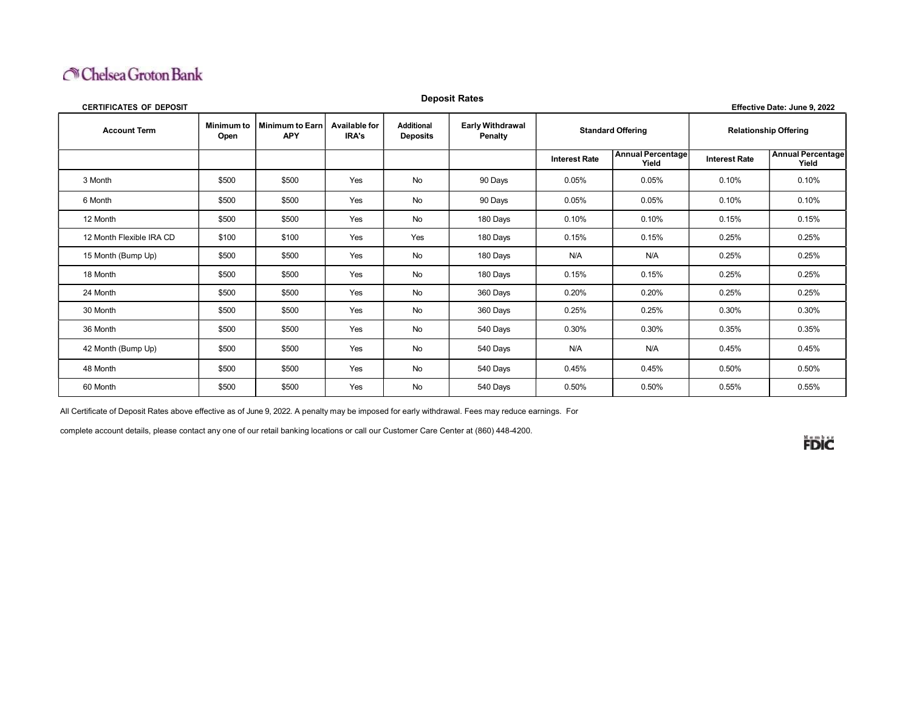Chelsea Groton Bank

## Deposit Rates

**CERTIFICATES OF DEPOSIT**

**Effective Date: June 9, 2022**

| Account Term | Minimum to Open | Minimum to Earn APY | Available for IRA's | Additional Deposits | Early Withdrawal Penalty | Standard Offering | | Relationship Offering | |
|---|---|---|---|---|---|---|---|---|---|
| | | | | | | Interest Rate | Annual Percentage Yield | Interest Rate | Annual Percentage Yield |
| 3 Month | $500 | $500 | Yes | No | 90 Days | 0.05% | 0.05% | 0.10% | 0.10% |
| 6 Month | $500 | $500 | Yes | No | 90 Days | 0.05% | 0.05% | 0.10% | 0.10% |
| 12 Month | $500 | $500 | Yes | No | 180 Days | 0.10% | 0.10% | 0.15% | 0.15% |
| 12 Month Flexible IRA CD | $100 | $100 | Yes | Yes | 180 Days | 0.15% | 0.15% | 0.25% | 0.25% |
| 15 Month (Bump Up) | $500 | $500 | Yes | No | 180 Days | N/A | N/A | 0.25% | 0.25% |
| 18 Month | $500 | $500 | Yes | No | 180 Days | 0.15% | 0.15% | 0.25% | 0.25% |
| 24 Month | $500 | $500 | Yes | No | 360 Days | 0.20% | 0.20% | 0.25% | 0.25% |
| 30 Month | $500 | $500 | Yes | No | 360 Days | 0.25% | 0.25% | 0.30% | 0.30% |
| 36 Month | $500 | $500 | Yes | No | 540 Days | 0.30% | 0.30% | 0.35% | 0.35% |
| 42 Month (Bump Up) | $500 | $500 | Yes | No | 540 Days | N/A | N/A | 0.45% | 0.45% |
| 48 Month | $500 | $500 | Yes | No | 540 Days | 0.45% | 0.45% | 0.50% | 0.50% |
| 60 Month | $500 | $500 | Yes | No | 540 Days | 0.50% | 0.50% | 0.55% | 0.55% |

All Certificate of Deposit Rates above effective as of June 9, 2022. A penalty may be imposed for early withdrawal. Fees may reduce earnings. For complete account details, please contact any one of our retail banking locations or call our Customer Care Center at (860) 448-4200.

Member FDIC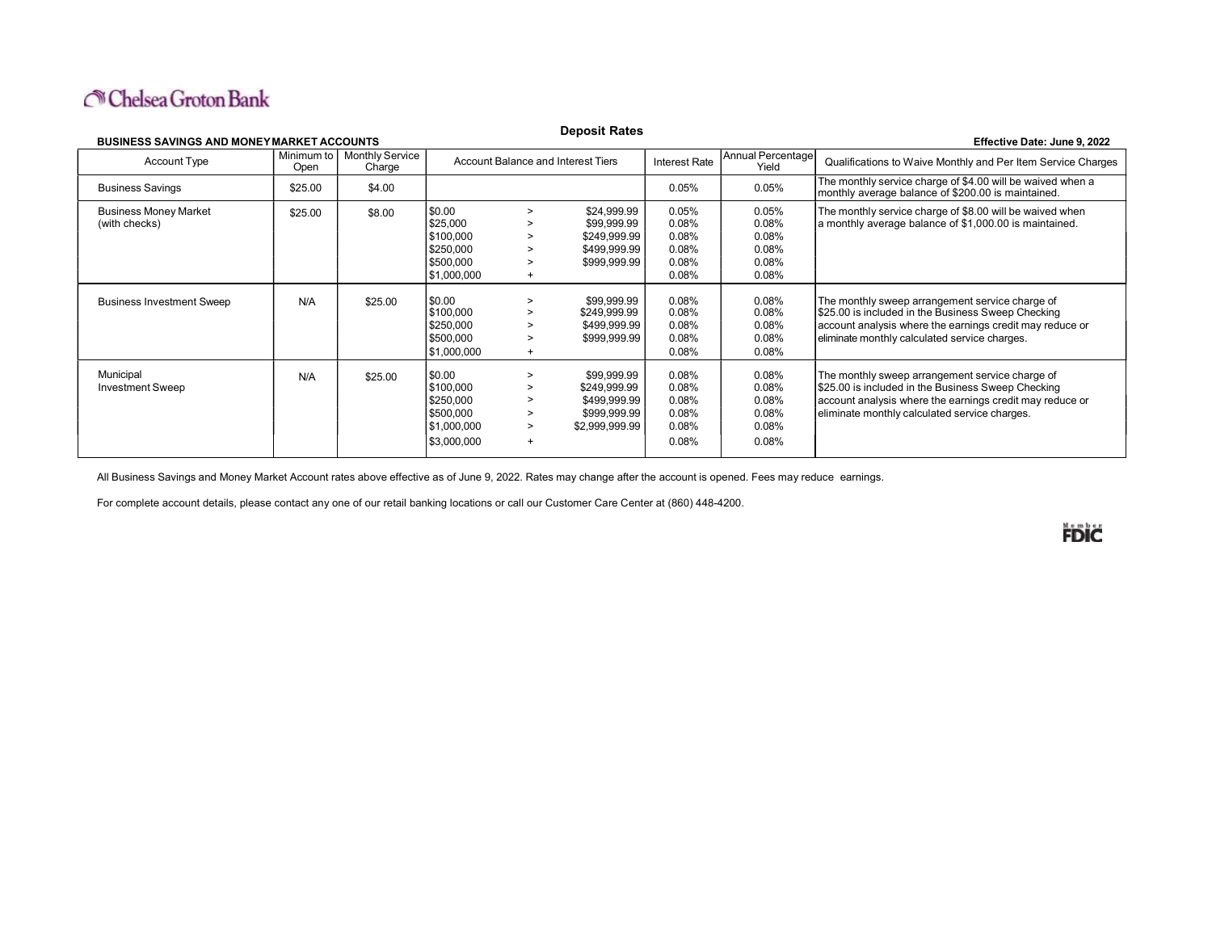Chelsea Groton Bank

## Deposit Rates

**BUSINESS SAVINGS AND MONEY MARKET ACCOUNTS**

**Effective Date: June 9, 2022**

| Account Type | Minimum to Open | Monthly Service Charge | Account Balance and Interest Tiers | | | Interest Rate | Annual Percentage Yield | Qualifications to Waive Monthly and Per Item Service Charges |
|---|---|---|---|---|---|---|---|---|
| Business Savings | $25.00 | $4.00 | | | | 0.05% | 0.05% | The monthly service charge of $4.00 will be waived when a monthly average balance of $200.00 is maintained. |
| Business Money Market (with checks) | $25.00 | $8.00 | $0.00 | > | $24,999.99 | 0.05% | 0.05% | The monthly service charge of $8.00 will be waived when a monthly average balance of $1,000.00 is maintained. |
| | | | $25,000 | > | $99,999.99 | 0.08% | 0.08% | |
| | | | $100,000 | > | $249,999.99 | 0.08% | 0.08% | |
| | | | $250,000 | > | $499,999.99 | 0.08% | 0.08% | |
| | | | $500,000 | > | $999,999.99 | 0.08% | 0.08% | |
| | | | $1,000,000 | + | | 0.08% | 0.08% | |
| Business Investment Sweep | N/A | $25.00 | $0.00 | > | $99,999.99 | 0.08% | 0.08% | The monthly sweep arrangement service charge of $25.00 is included in the Business Sweep Checking account analysis where the earnings credit may reduce or eliminate monthly calculated service charges. |
| | | | $100,000 | > | $249,999.99 | 0.08% | 0.08% | |
| | | | $250,000 | > | $499,999.99 | 0.08% | 0.08% | |
| | | | $500,000 | > | $999,999.99 | 0.08% | 0.08% | |
| | | | $1,000,000 | + | | 0.08% | 0.08% | |
| Municipal Investment Sweep | N/A | $25.00 | $0.00 | > | $99,999.99 | 0.08% | 0.08% | The monthly sweep arrangement service charge of $25.00 is included in the Business Sweep Checking account analysis where the earnings credit may reduce or eliminate monthly calculated service charges. |
| | | | $100,000 | > | $249,999.99 | 0.08% | 0.08% | |
| | | | $250,000 | > | $499,999.99 | 0.08% | 0.08% | |
| | | | $500,000 | > | $999,999.99 | 0.08% | 0.08% | |
| | | | $1,000,000 | > | $2,999,999.99 | 0.08% | 0.08% | |
| | | | $3,000,000 | + | | 0.08% | 0.08% | |

All Business Savings and Money Market Account rates above effective as of June 9, 2022. Rates may change after the account is opened. Fees may reduce earnings.

For complete account details, please contact any one of our retail banking locations or call our Customer Care Center at (860) 448-4200.

Member FDIC